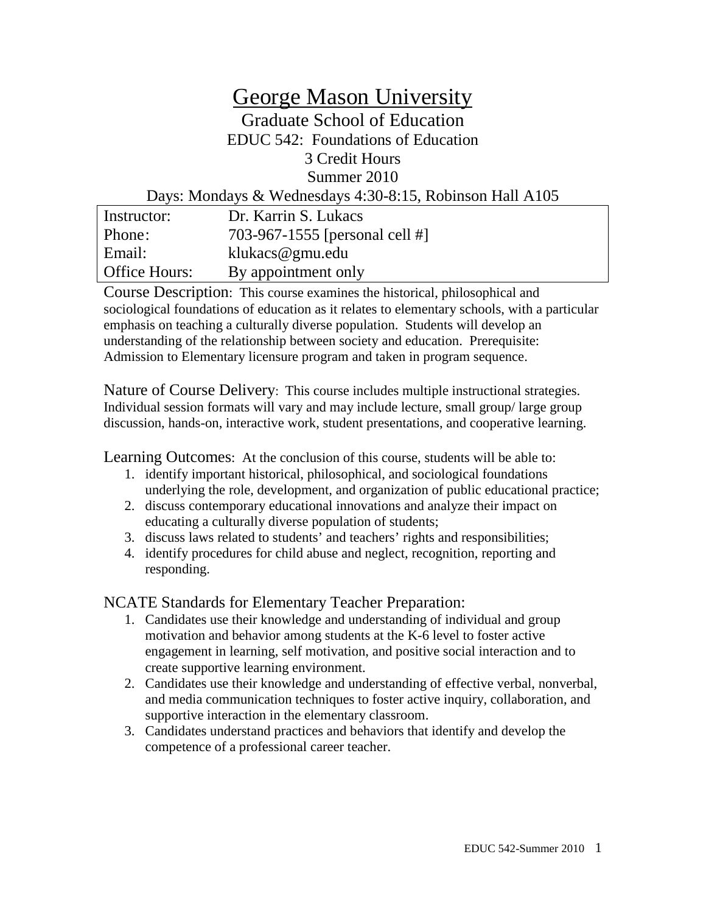# George Mason University

## Graduate School of Education

EDUC 542: Foundations of Education

3 Credit Hours

Summer 2010

Days: Mondays & Wednesdays 4:30-8:15, Robinson Hall A105

| Instructor: | Dr. Karrin S. Lukacs |
| --- | --- |
| Phone: | 703-967-1555 [personal cell #] |
| Email: | klukacs@gmu.edu |
| Office Hours: | By appointment only |

Course Description: This course examines the historical, philosophical and sociological foundations of education as it relates to elementary schools, with a particular emphasis on teaching a culturally diverse population. Students will develop an understanding of the relationship between society and education. Prerequisite: Admission to Elementary licensure program and taken in program sequence.

Nature of Course Delivery: This course includes multiple instructional strategies. Individual session formats will vary and may include lecture, small group/ large group discussion, hands-on, interactive work, student presentations, and cooperative learning.

Learning Outcomes: At the conclusion of this course, students will be able to:

1. identify important historical, philosophical, and sociological foundations underlying the role, development, and organization of public educational practice;
2. discuss contemporary educational innovations and analyze their impact on educating a culturally diverse population of students;
3. discuss laws related to students' and teachers' rights and responsibilities;
4. identify procedures for child abuse and neglect, recognition, reporting and responding.

NCATE Standards for Elementary Teacher Preparation:

1. Candidates use their knowledge and understanding of individual and group motivation and behavior among students at the K-6 level to foster active engagement in learning, self motivation, and positive social interaction and to create supportive learning environment.
2. Candidates use their knowledge and understanding of effective verbal, nonverbal, and media communication techniques to foster active inquiry, collaboration, and supportive interaction in the elementary classroom.
3. Candidates understand practices and behaviors that identify and develop the competence of a professional career teacher.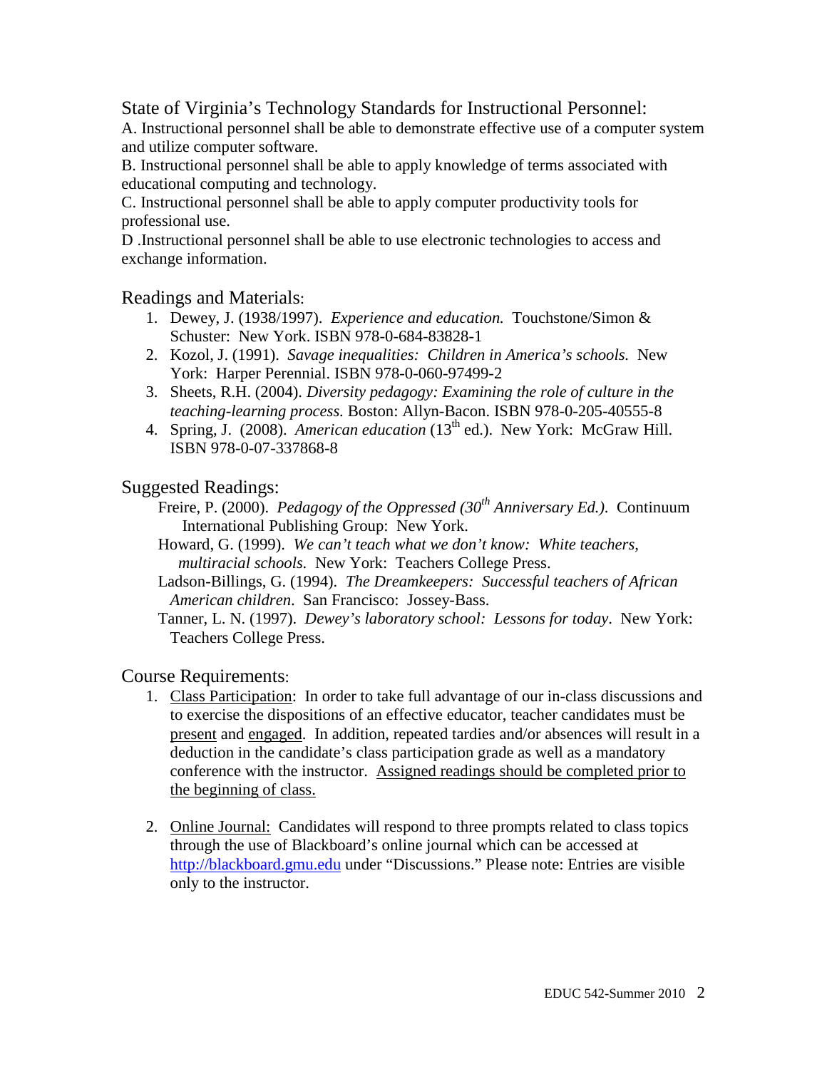## State of Virginia's Technology Standards for Instructional Personnel:

A. Instructional personnel shall be able to demonstrate effective use of a computer system and utilize computer software.

B. Instructional personnel shall be able to apply knowledge of terms associated with educational computing and technology.

C. Instructional personnel shall be able to apply computer productivity tools for professional use.

D .Instructional personnel shall be able to use electronic technologies to access and exchange information.

## Readings and Materials:

1. Dewey, J. (1938/1997). *Experience and education.* Touchstone/Simon & Schuster: New York. ISBN 978-0-684-83828-1
2. Kozol, J. (1991). *Savage inequalities: Children in America's schools.* New York: Harper Perennial. ISBN 978-0-060-97499-2
3. Sheets, R.H. (2004). *Diversity pedagogy: Examining the role of culture in the teaching-learning process.* Boston: Allyn-Bacon. ISBN 978-0-205-40555-8
4. Spring, J. (2008). *American education* (13th ed.). New York: McGraw Hill. ISBN 978-0-07-337868-8

## Suggested Readings:

Freire, P. (2000). *Pedagogy of the Oppressed (30th Anniversary Ed.)*. Continuum International Publishing Group: New York.

Howard, G. (1999). *We can't teach what we don't know: White teachers, multiracial schools.* New York: Teachers College Press.

Ladson-Billings, G. (1994). *The Dreamkeepers: Successful teachers of African American children*. San Francisco: Jossey-Bass.

Tanner, L. N. (1997). *Dewey's laboratory school: Lessons for today*. New York: Teachers College Press.

## Course Requirements:

1. Class Participation: In order to take full advantage of our in-class discussions and to exercise the dispositions of an effective educator, teacher candidates must be present and engaged. In addition, repeated tardies and/or absences will result in a deduction in the candidate's class participation grade as well as a mandatory conference with the instructor. Assigned readings should be completed prior to the beginning of class.

2. Online Journal: Candidates will respond to three prompts related to class topics through the use of Blackboard's online journal which can be accessed at http://blackboard.gmu.edu under "Discussions." Please note: Entries are visible only to the instructor.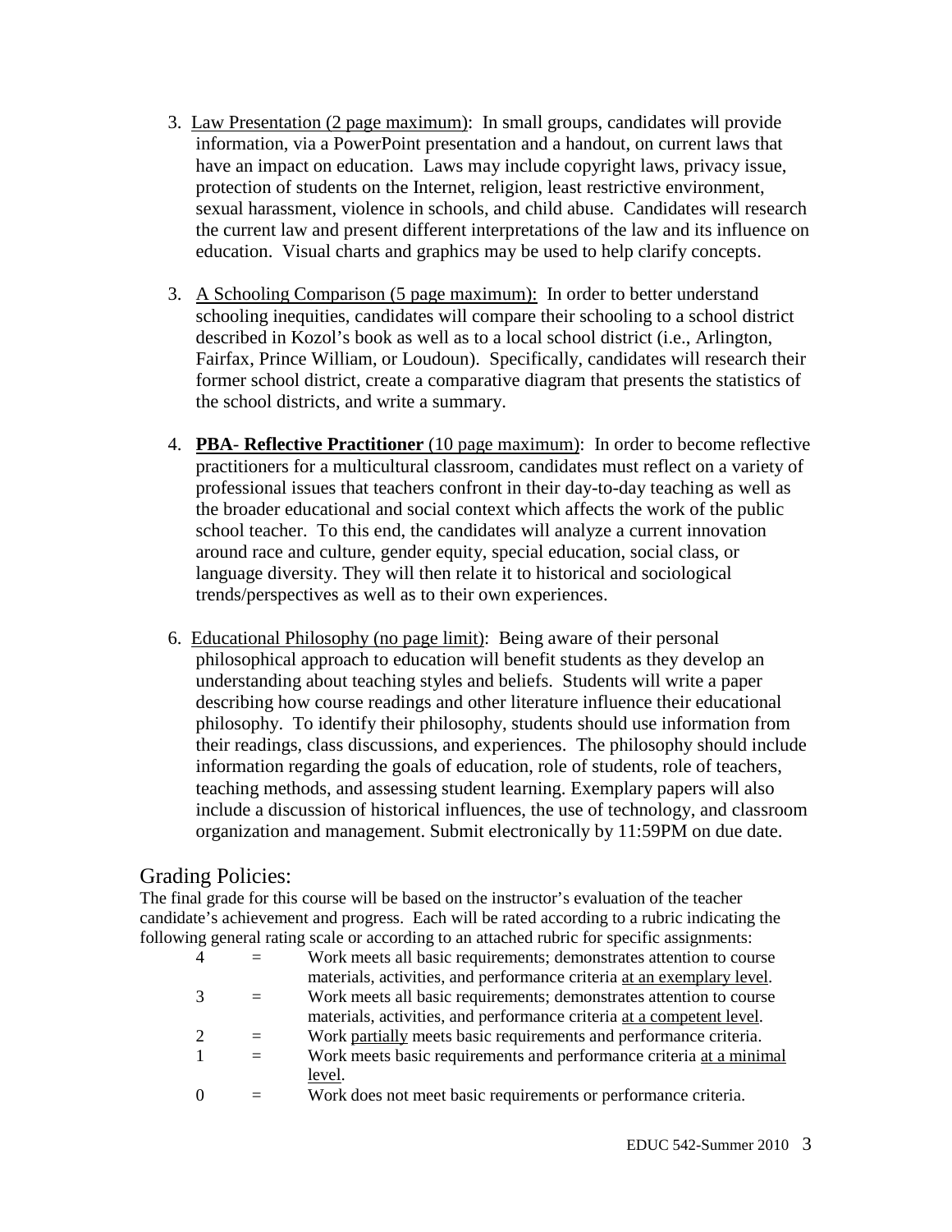3. Law Presentation (2 page maximum): In small groups, candidates will provide information, via a PowerPoint presentation and a handout, on current laws that have an impact on education. Laws may include copyright laws, privacy issue, protection of students on the Internet, religion, least restrictive environment, sexual harassment, violence in schools, and child abuse. Candidates will research the current law and present different interpretations of the law and its influence on education. Visual charts and graphics may be used to help clarify concepts.

3. A Schooling Comparison (5 page maximum): In order to better understand schooling inequities, candidates will compare their schooling to a school district described in Kozol's book as well as to a local school district (i.e., Arlington, Fairfax, Prince William, or Loudoun). Specifically, candidates will research their former school district, create a comparative diagram that presents the statistics of the school districts, and write a summary.

4. **PBA- Reflective Practitioner** (10 page maximum): In order to become reflective practitioners for a multicultural classroom, candidates must reflect on a variety of professional issues that teachers confront in their day-to-day teaching as well as the broader educational and social context which affects the work of the public school teacher. To this end, the candidates will analyze a current innovation around race and culture, gender equity, special education, social class, or language diversity. They will then relate it to historical and sociological trends/perspectives as well as to their own experiences.

6. Educational Philosophy (no page limit): Being aware of their personal philosophical approach to education will benefit students as they develop an understanding about teaching styles and beliefs. Students will write a paper describing how course readings and other literature influence their educational philosophy. To identify their philosophy, students should use information from their readings, class discussions, and experiences. The philosophy should include information regarding the goals of education, role of students, role of teachers, teaching methods, and assessing student learning. Exemplary papers will also include a discussion of historical influences, the use of technology, and classroom organization and management. Submit electronically by 11:59PM on due date.

## Grading Policies:

The final grade for this course will be based on the instructor's evaluation of the teacher candidate's achievement and progress. Each will be rated according to a rubric indicating the following general rating scale or according to an attached rubric for specific assignments:

| | | |
|---|---|---|
| 4 | = | Work meets all basic requirements; demonstrates attention to course materials, activities, and performance criteria at an exemplary level. |
| 3 | = | Work meets all basic requirements; demonstrates attention to course materials, activities, and performance criteria at a competent level. |
| 2 | = | Work partially meets basic requirements and performance criteria. |
| 1 | = | Work meets basic requirements and performance criteria at a minimal level. |
| 0 | = | Work does not meet basic requirements or performance criteria. |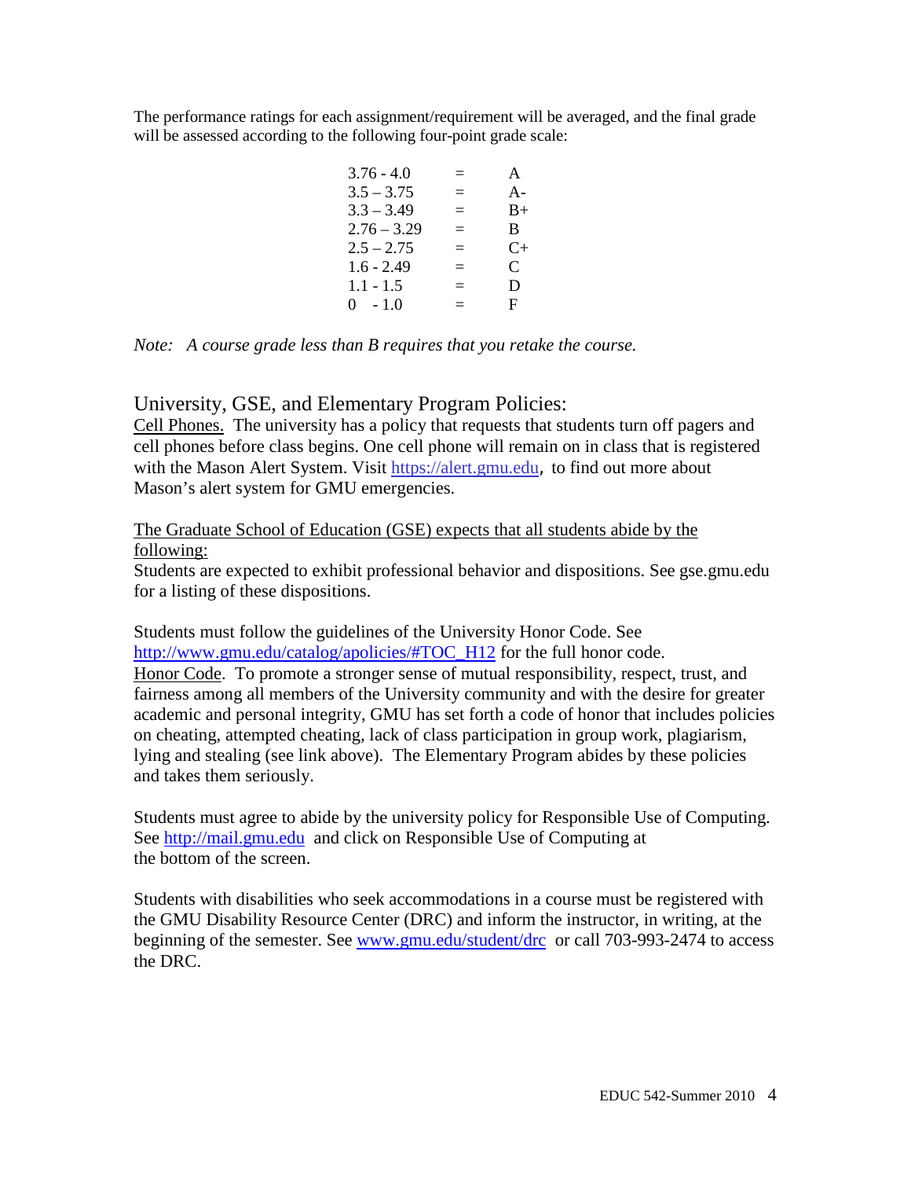The performance ratings for each assignment/requirement will be averaged, and the final grade will be assessed according to the following four-point grade scale:

| | | |
|---|---|---|
| 3.76 - 4.0 | = | A |
| 3.5 – 3.75 | = | A- |
| 3.3 – 3.49 | = | B+ |
| 2.76 – 3.29 | = | B |
| 2.5 – 2.75 | = | C+ |
| 1.6 - 2.49 | = | C |
| 1.1 - 1.5 | = | D |
| 0 - 1.0 | = | F |

*Note: A course grade less than B requires that you retake the course.*

## University, GSE, and Elementary Program Policies:

Cell Phones. The university has a policy that requests that students turn off pagers and cell phones before class begins. One cell phone will remain on in class that is registered with the Mason Alert System. Visit https://alert.gmu.edu, to find out more about Mason's alert system for GMU emergencies.

The Graduate School of Education (GSE) expects that all students abide by the following:

Students are expected to exhibit professional behavior and dispositions. See gse.gmu.edu for a listing of these dispositions.

Students must follow the guidelines of the University Honor Code. See http://www.gmu.edu/catalog/apolicies/#TOC_H12 for the full honor code.

Honor Code. To promote a stronger sense of mutual responsibility, respect, trust, and fairness among all members of the University community and with the desire for greater academic and personal integrity, GMU has set forth a code of honor that includes policies on cheating, attempted cheating, lack of class participation in group work, plagiarism, lying and stealing (see link above). The Elementary Program abides by these policies and takes them seriously.

Students must agree to abide by the university policy for Responsible Use of Computing. See http://mail.gmu.edu and click on Responsible Use of Computing at the bottom of the screen.

Students with disabilities who seek accommodations in a course must be registered with the GMU Disability Resource Center (DRC) and inform the instructor, in writing, at the beginning of the semester. See www.gmu.edu/student/drc or call 703-993-2474 to access the DRC.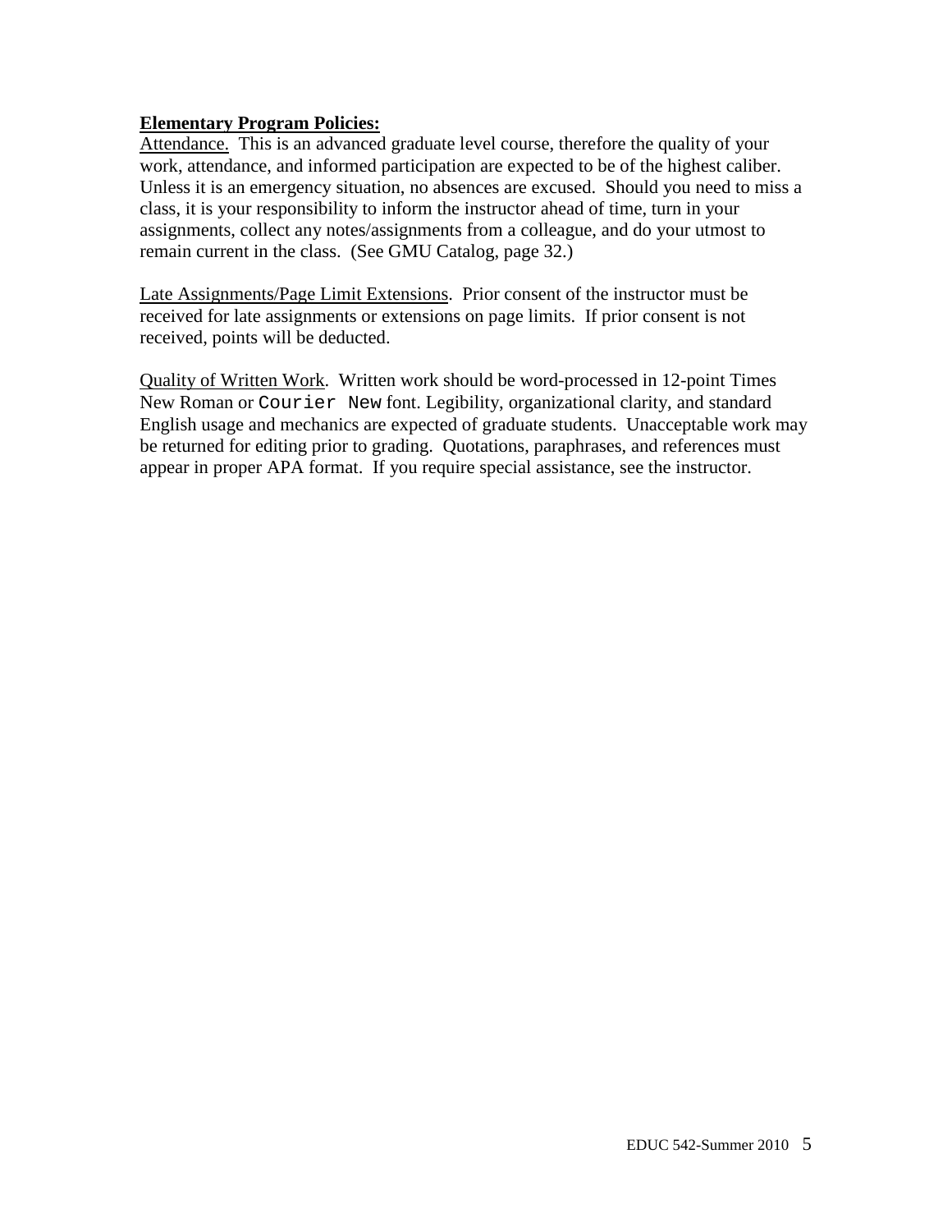**Elementary Program Policies:**

Attendance. This is an advanced graduate level course, therefore the quality of your work, attendance, and informed participation are expected to be of the highest caliber. Unless it is an emergency situation, no absences are excused. Should you need to miss a class, it is your responsibility to inform the instructor ahead of time, turn in your assignments, collect any notes/assignments from a colleague, and do your utmost to remain current in the class. (See GMU Catalog, page 32.)

Late Assignments/Page Limit Extensions. Prior consent of the instructor must be received for late assignments or extensions on page limits. If prior consent is not received, points will be deducted.

Quality of Written Work. Written work should be word-processed in 12-point Times New Roman or Courier New font. Legibility, organizational clarity, and standard English usage and mechanics are expected of graduate students. Unacceptable work may be returned for editing prior to grading. Quotations, paraphrases, and references must appear in proper APA format. If you require special assistance, see the instructor.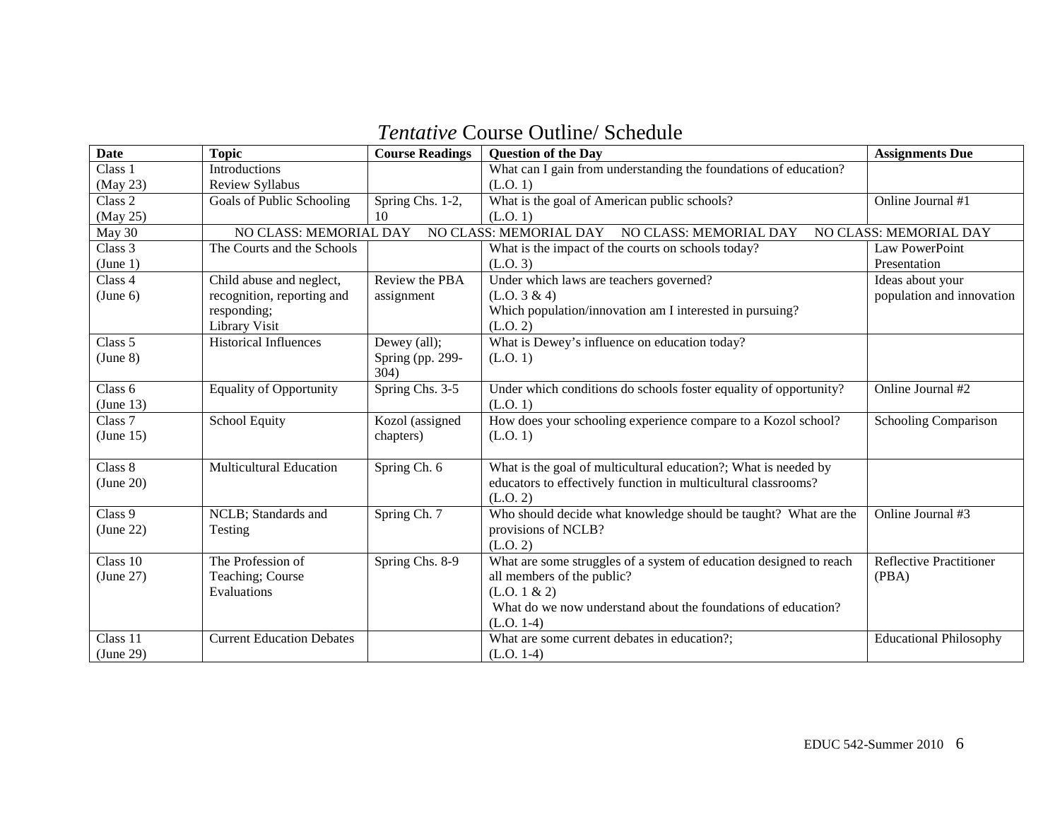# *Tentative* Course Outline/ Schedule

| Date | Topic | Course Readings | Question of the Day | Assignments Due |
|---|---|---|---|---|
| Class 1 (May 23) | Introductions Review Syllabus | | What can I gain from understanding the foundations of education? (L.O. 1) | |
| Class 2 (May 25) | Goals of Public Schooling | Spring Chs. 1-2, 10 | What is the goal of American public schools? (L.O. 1) | Online Journal #1 |
| May 30 | NO CLASS: MEMORIAL DAY | NO CLASS: MEMORIAL DAY | NO CLASS: MEMORIAL DAY | NO CLASS: MEMORIAL DAY |
| Class 3 (June 1) | The Courts and the Schools | | What is the impact of the courts on schools today? (L.O. 3) | Law PowerPoint Presentation |
| Class 4 (June 6) | Child abuse and neglect, recognition, reporting and responding; Library Visit | Review the PBA assignment | Under which laws are teachers governed? (L.O. 3 & 4) Which population/innovation am I interested in pursuing? (L.O. 2) | Ideas about your population and innovation |
| Class 5 (June 8) | Historical Influences | Dewey (all); Spring (pp. 299-304) | What is Dewey's influence on education today? (L.O. 1) | |
| Class 6 (June 13) | Equality of Opportunity | Spring Chs. 3-5 | Under which conditions do schools foster equality of opportunity? (L.O. 1) | Online Journal #2 |
| Class 7 (June 15) | School Equity | Kozol (assigned chapters) | How does your schooling experience compare to a Kozol school? (L.O. 1) | Schooling Comparison |
| Class 8 (June 20) | Multicultural Education | Spring Ch. 6 | What is the goal of multicultural education?; What is needed by educators to effectively function in multicultural classrooms? (L.O. 2) | |
| Class 9 (June 22) | NCLB; Standards and Testing | Spring Ch. 7 | Who should decide what knowledge should be taught? What are the provisions of NCLB? (L.O. 2) | Online Journal #3 |
| Class 10 (June 27) | The Profession of Teaching; Course Evaluations | Spring Chs. 8-9 | What are some struggles of a system of education designed to reach all members of the public? (L.O. 1 & 2) What do we now understand about the foundations of education? (L.O. 1-4) | Reflective Practitioner (PBA) |
| Class 11 (June 29) | Current Education Debates | | What are some current debates in education?; (L.O. 1-4) | Educational Philosophy |